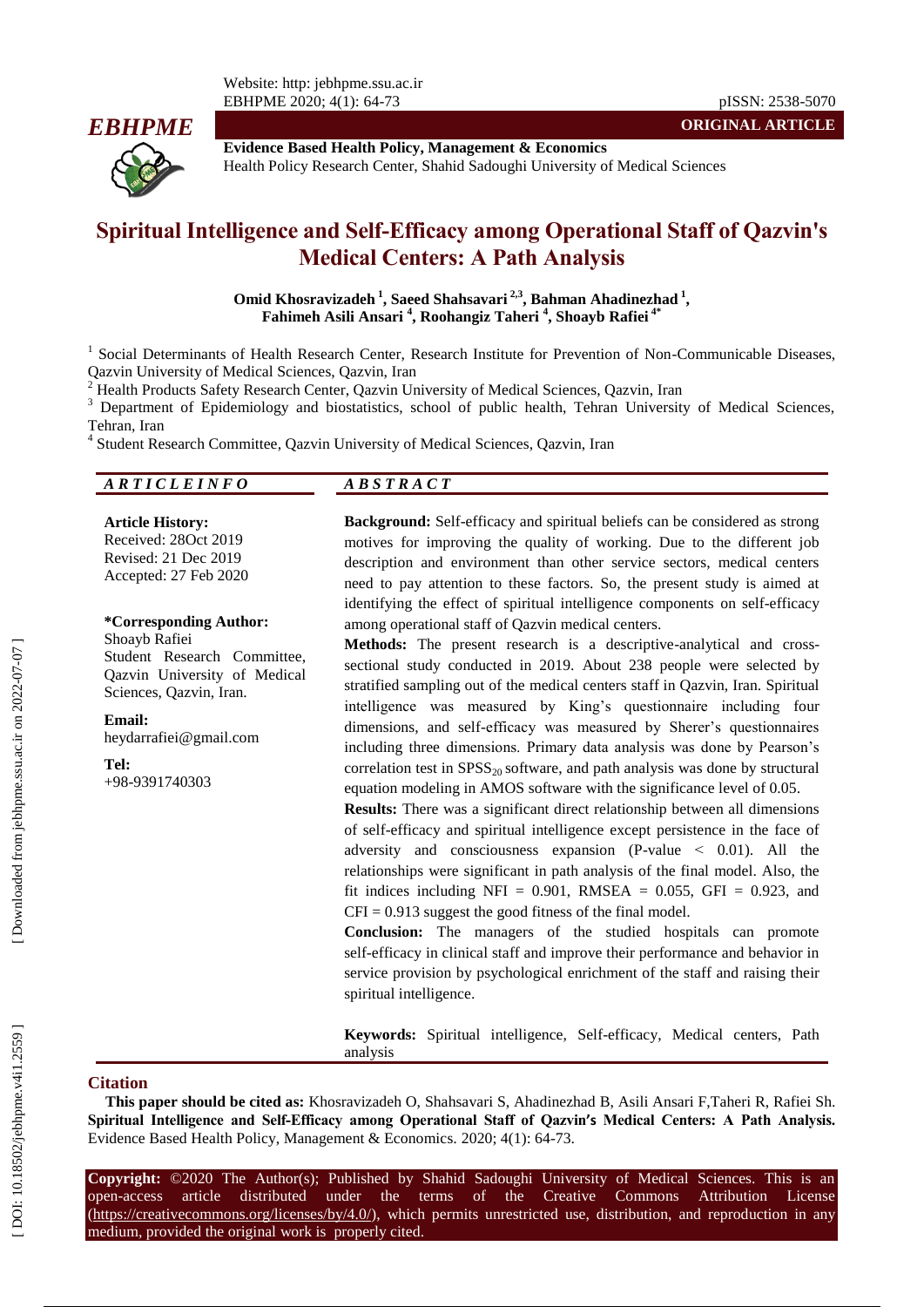**ORIGINAL ARTICLE**

**Evidence Based Health Policy, Management & Economics**
Health Policy Research Center, Shahid Sadoughi University of Medical Sciences

# Spiritual Intelligence and Self-Efficacy among Operational Staff of Qazvin's Medical Centers: A Path Analysis

**Omid Khosravizadeh [1], Saeed Shahsavari [2,3], Bahman Ahadinezhad [1], Fahimeh Asili Ansari [4], Roohangiz Taheri [4], Shoayb Rafiei [4*]**

[1] Social Determinants of Health Research Center, Research Institute for Prevention of Non-Communicable Diseases, Qazvin University of Medical Sciences, Qazvin, Iran
[2] Health Products Safety Research Center, Qazvin University of Medical Sciences, Qazvin, Iran
[3] Department of Epidemiology and biostatistics, school of public health, Tehran University of Medical Sciences, Tehran, Iran
[4] Student Research Committee, Qazvin University of Medical Sciences, Qazvin, Iran

## ARTICLE INFO

**Article History:**
Received: 28Oct 2019
Revised: 21 Dec 2019
Accepted: 27 Feb 2020

**\*Corresponding Author:**
Shoayb Rafiei
Student Research Committee, Qazvin University of Medical Sciences, Qazvin, Iran.

**Email:**
heydarrafiei@gmail.com

**Tel:**
+98-9391740303

## ABSTRACT

**Background:** Self-efficacy and spiritual beliefs can be considered as strong motives for improving the quality of working. Due to the different job description and environment than other service sectors, medical centers need to pay attention to these factors. So, the present study is aimed at identifying the effect of spiritual intelligence components on self-efficacy among operational staff of Qazvin medical centers.

**Methods:** The present research is a descriptive-analytical and cross-sectional study conducted in 2019. About 238 people were selected by stratified sampling out of the medical centers staff in Qazvin, Iran. Spiritual intelligence was measured by King's questionnaire including four dimensions, and self-efficacy was measured by Sherer's questionnaires including three dimensions. Primary data analysis was done by Pearson's correlation test in $SPSS_{20}$ software, and path analysis was done by structural equation modeling in AMOS software with the significance level of 0.05.

**Results:** There was a significant direct relationship between all dimensions of self-efficacy and spiritual intelligence except persistence in the face of adversity and consciousness expansion (P-value < 0.01). All the relationships were significant in path analysis of the final model. Also, the fit indices including NFI = 0.901, RMSEA = 0.055, GFI = 0.923, and CFI = 0.913 suggest the good fitness of the final model.

**Conclusion:** The managers of the studied hospitals can promote self-efficacy in clinical staff and improve their performance and behavior in service provision by psychological enrichment of the staff and raising their spiritual intelligence.

**Keywords:** Spiritual intelligence, Self-efficacy, Medical centers, Path analysis

## Citation

**This paper should be cited as:** Khosravizadeh O, Shahsavari S, Ahadinezhad B, Asili Ansari F,Taheri R, Rafiei Sh. **Spiritual Intelligence and Self-Efficacy among Operational Staff of Qazvin's Medical Centers: A Path Analysis.** Evidence Based Health Policy, Management & Economics. 2020; 4(1): 64-73.

**Copyright:** ©2020 The Author(s); Published by Shahid Sadoughi University of Medical Sciences. This is an open-access article distributed under the terms of the Creative Commons Attribution License (https://creativecommons.org/licenses/by/4.0/), which permits unrestricted use, distribution, and reproduction in any medium, provided the original work is properly cited.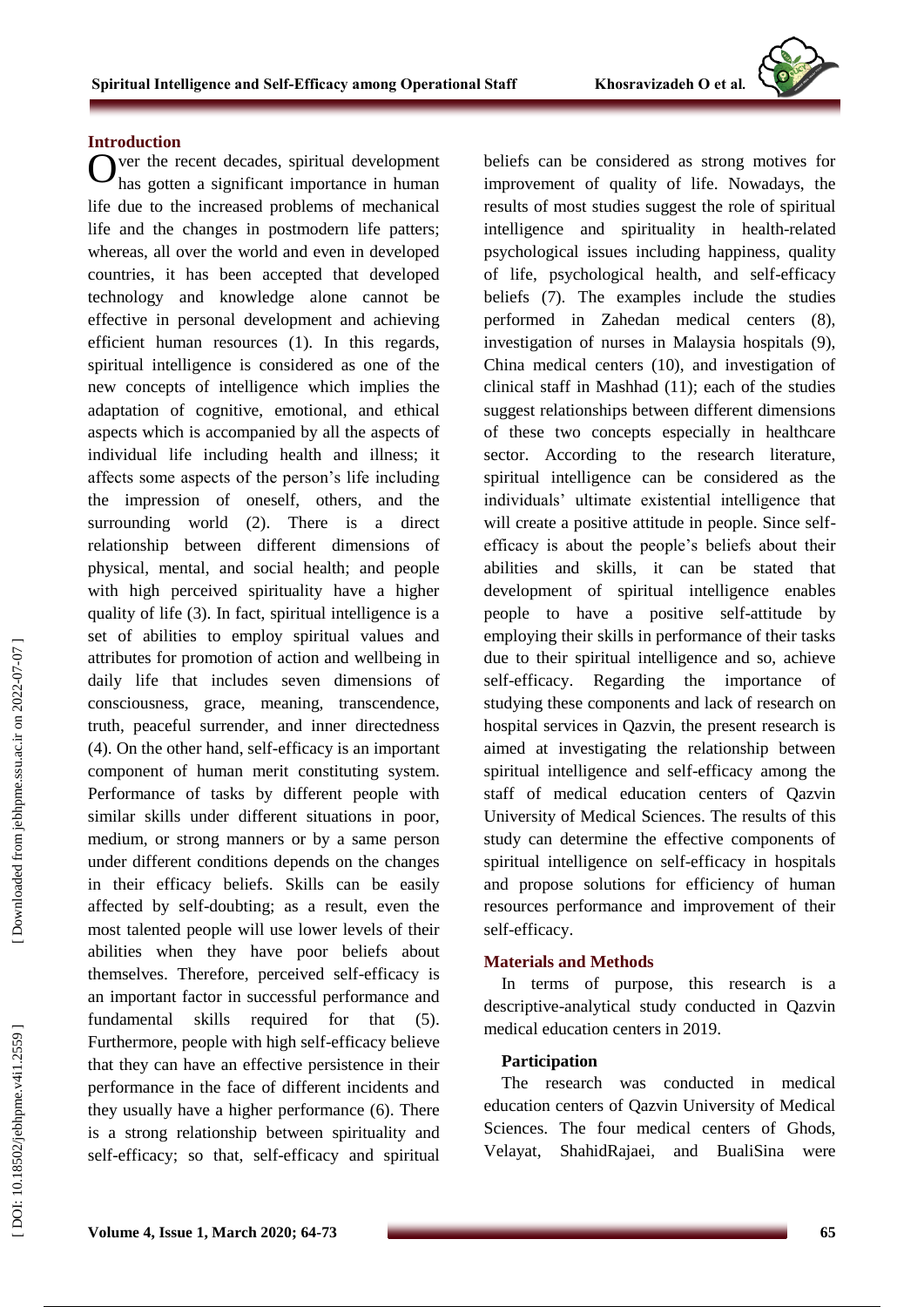## Introduction

Over the recent decades, spiritual development has gotten a significant importance in human life due to the increased problems of mechanical life and the changes in postmodern life patters; whereas, all over the world and even in developed countries, it has been accepted that developed technology and knowledge alone cannot be effective in personal development and achieving efficient human resources (1). In this regards, spiritual intelligence is considered as one of the new concepts of intelligence which implies the adaptation of cognitive, emotional, and ethical aspects which is accompanied by all the aspects of individual life including health and illness; it affects some aspects of the person's life including the impression of oneself, others, and the surrounding world (2). There is a direct relationship between different dimensions of physical, mental, and social health; and people with high perceived spirituality have a higher quality of life (3). In fact, spiritual intelligence is a set of abilities to employ spiritual values and attributes for promotion of action and wellbeing in daily life that includes seven dimensions of consciousness, grace, meaning, transcendence, truth, peaceful surrender, and inner directedness (4). On the other hand, self-efficacy is an important component of human merit constituting system. Performance of tasks by different people with similar skills under different situations in poor, medium, or strong manners or by a same person under different conditions depends on the changes in their efficacy beliefs. Skills can be easily affected by self-doubting; as a result, even the most talented people will use lower levels of their abilities when they have poor beliefs about themselves. Therefore, perceived self-efficacy is an important factor in successful performance and fundamental skills required for that (5). Furthermore, people with high self-efficacy believe that they can have an effective persistence in their performance in the face of different incidents and they usually have a higher performance (6). There is a strong relationship between spirituality and self-efficacy; so that, self-efficacy and spiritual beliefs can be considered as strong motives for improvement of quality of life. Nowadays, the results of most studies suggest the role of spiritual intelligence and spirituality in health-related psychological issues including happiness, quality of life, psychological health, and self-efficacy beliefs (7). The examples include the studies performed in Zahedan medical centers (8), investigation of nurses in Malaysia hospitals (9), China medical centers (10), and investigation of clinical staff in Mashhad (11); each of the studies suggest relationships between different dimensions of these two concepts especially in healthcare sector. According to the research literature, spiritual intelligence can be considered as the individuals' ultimate existential intelligence that will create a positive attitude in people. Since self-efficacy is about the people's beliefs about their abilities and skills, it can be stated that development of spiritual intelligence enables people to have a positive self-attitude by employing their skills in performance of their tasks due to their spiritual intelligence and so, achieve self-efficacy. Regarding the importance of studying these components and lack of research on hospital services in Qazvin, the present research is aimed at investigating the relationship between spiritual intelligence and self-efficacy among the staff of medical education centers of Qazvin University of Medical Sciences. The results of this study can determine the effective components of spiritual intelligence on self-efficacy in hospitals and propose solutions for efficiency of human resources performance and improvement of their self-efficacy.

## Materials and Methods

In terms of purpose, this research is a descriptive-analytical study conducted in Qazvin medical education centers in 2019.

### Participation

The research was conducted in medical education centers of Qazvin University of Medical Sciences. The four medical centers of Ghods, Velayat, ShahidRajaei, and BualiSina were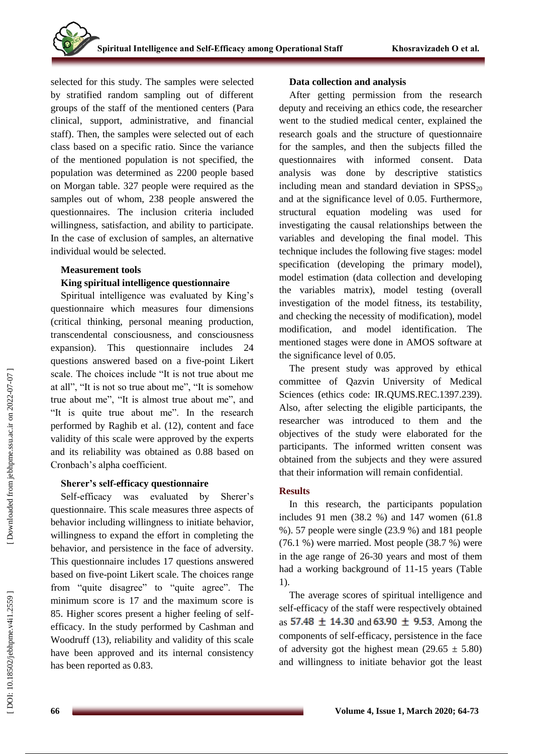selected for this study. The samples were selected by stratified random sampling out of different groups of the staff of the mentioned centers (Para clinical, support, administrative, and financial staff). Then, the samples were selected out of each class based on a specific ratio. Since the variance of the mentioned population is not specified, the population was determined as 2200 people based on Morgan table. 327 people were required as the samples out of whom, 238 people answered the questionnaires. The inclusion criteria included willingness, satisfaction, and ability to participate. In the case of exclusion of samples, an alternative individual would be selected.

### Measurement tools

#### King spiritual intelligence questionnaire

Spiritual intelligence was evaluated by King's questionnaire which measures four dimensions (critical thinking, personal meaning production, transcendental consciousness, and consciousness expansion). This questionnaire includes 24 questions answered based on a five-point Likert scale. The choices include "It is not true about me at all", "It is not so true about me", "It is somehow true about me", "It is almost true about me", and "It is quite true about me". In the research performed by Raghib et al. (12), content and face validity of this scale were approved by the experts and its reliability was obtained as 0.88 based on Cronbach's alpha coefficient.

#### Sherer's self-efficacy questionnaire

Self-efficacy was evaluated by Sherer's questionnaire. This scale measures three aspects of behavior including willingness to initiate behavior, willingness to expand the effort in completing the behavior, and persistence in the face of adversity. This questionnaire includes 17 questions answered based on five-point Likert scale. The choices range from "quite disagree" to "quite agree". The minimum score is 17 and the maximum score is 85. Higher scores present a higher feeling of self-efficacy. In the study performed by Cashman and Woodruff (13), reliability and validity of this scale have been approved and its internal consistency has been reported as 0.83.

### Data collection and analysis

After getting permission from the research deputy and receiving an ethics code, the researcher went to the studied medical center, explained the research goals and the structure of questionnaire for the samples, and then the subjects filled the questionnaires with informed consent. Data analysis was done by descriptive statistics including mean and standard deviation in $SPSS_{20}$ and at the significance level of 0.05. Furthermore, structural equation modeling was used for investigating the causal relationships between the variables and developing the final model. This technique includes the following five stages: model specification (developing the primary model), model estimation (data collection and developing the variables matrix), model testing (overall investigation of the model fitness, its testability, and checking the necessity of modification), model modification, and model identification. The mentioned stages were done in AMOS software at the significance level of 0.05.

The present study was approved by ethical committee of Qazvin University of Medical Sciences (ethics code: IR.QUMS.REC.1397.239). Also, after selecting the eligible participants, the researcher was introduced to them and the objectives of the study were elaborated for the participants. The informed written consent was obtained from the subjects and they were assured that their information will remain confidential.

## Results

In this research, the participants population includes 91 men (38.2 %) and 147 women (61.8 %). 57 people were single (23.9 %) and 181 people (76.1 %) were married. Most people (38.7 %) were in the age range of 26-30 years and most of them had a working background of 11-15 years (Table 1).

The average scores of spiritual intelligence and self-efficacy of the staff were respectively obtained as $57.48 \pm 14.30$ and $63.90 \pm 9.53$. Among the components of self-efficacy, persistence in the face of adversity got the highest mean ($29.65 \pm 5.80$) and willingness to initiate behavior got the least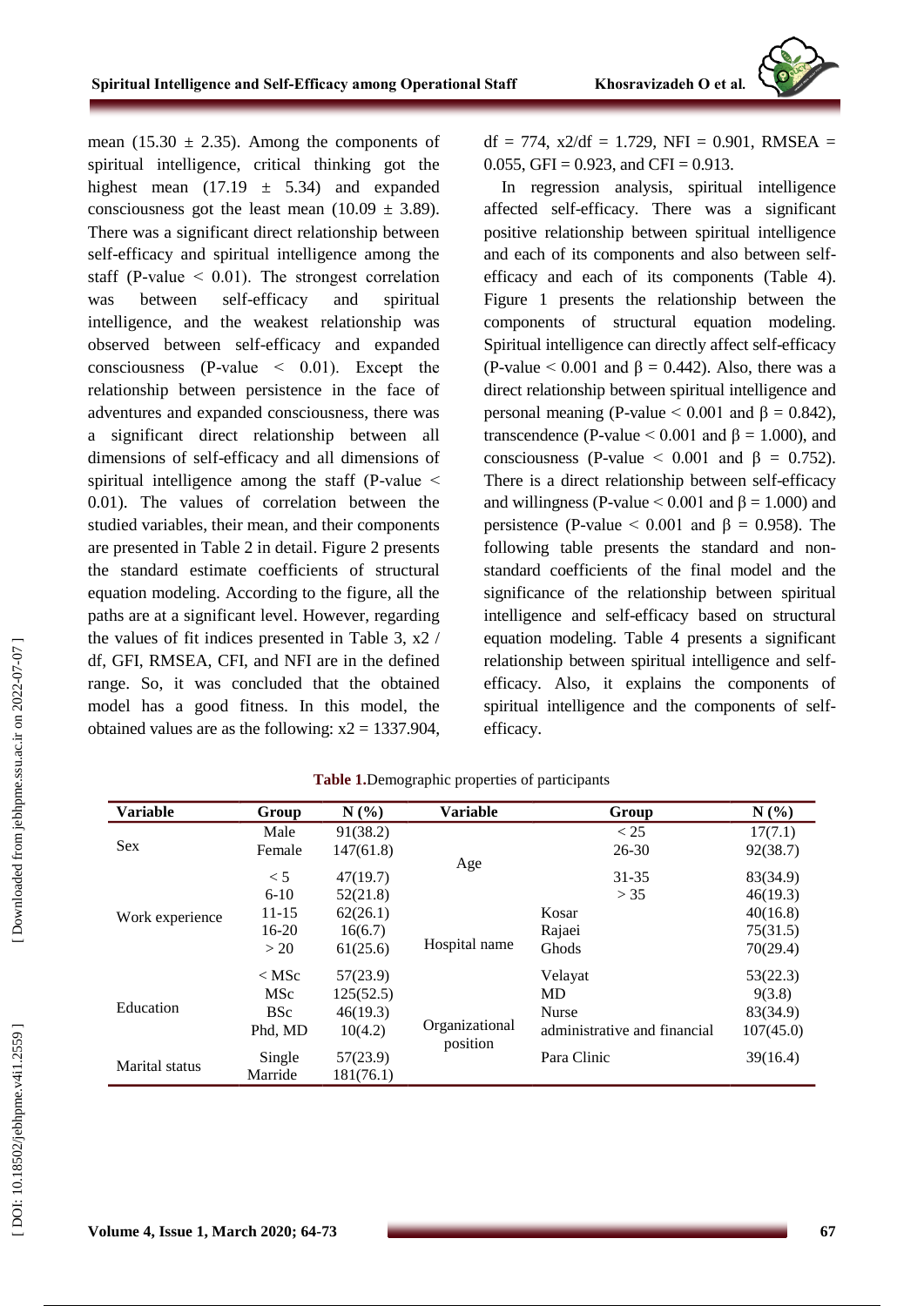mean (15.30 ± 2.35). Among the components of spiritual intelligence, critical thinking got the highest mean (17.19 ± 5.34) and expanded consciousness got the least mean (10.09 ± 3.89). There was a significant direct relationship between self-efficacy and spiritual intelligence among the staff (P-value < 0.01). The strongest correlation was between self-efficacy and spiritual intelligence, and the weakest relationship was observed between self-efficacy and expanded consciousness (P-value < 0.01). Except the relationship between persistence in the face of adventures and expanded consciousness, there was a significant direct relationship between all dimensions of self-efficacy and all dimensions of spiritual intelligence among the staff (P-value < 0.01). The values of correlation between the studied variables, their mean, and their components are presented in Table 2 in detail. Figure 2 presents the standard estimate coefficients of structural equation modeling. According to the figure, all the paths are at a significant level. However, regarding the values of fit indices presented in Table 3, x2 / df, GFI, RMSEA, CFI, and NFI are in the defined range. So, it was concluded that the obtained model has a good fitness. In this model, the obtained values are as the following: x2 = 1337.904, df = 774, x2/df = 1.729, NFI = 0.901, RMSEA = 0.055, GFI = 0.923, and CFI = 0.913.

In regression analysis, spiritual intelligence affected self-efficacy. There was a significant positive relationship between spiritual intelligence and each of its components and also between self-efficacy and each of its components (Table 4). Figure 1 presents the relationship between the components of structural equation modeling. Spiritual intelligence can directly affect self-efficacy (P-value < 0.001 and $\beta = 0.442$). Also, there was a direct relationship between spiritual intelligence and personal meaning (P-value < 0.001 and $\beta = 0.842$), transcendence (P-value < 0.001 and $\beta = 1.000$), and consciousness (P-value < 0.001 and $\beta = 0.752$). There is a direct relationship between self-efficacy and willingness (P-value < 0.001 and $\beta = 1.000$) and persistence (P-value < 0.001 and $\beta = 0.958$). The following table presents the standard and non-standard coefficients of the final model and the significance of the relationship between spiritual intelligence and self-efficacy based on structural equation modeling. Table 4 presents a significant relationship between spiritual intelligence and self-efficacy. Also, it explains the components of spiritual intelligence and the components of self-efficacy.

**Table 1.** Demographic properties of participants

| Variable | Group | N (%) | Variable | Group | N (%) |
|---|---|---|---|---|---|
| Sex | Male | 91(38.2) | Age | < 25 | 17(7.1) |
| | Female | 147(61.8) | | 26-30 | 92(38.7) |
| Work experience | < 5 | 47(19.7) | | 31-35 | 83(34.9) |
| | 6-10 | 52(21.8) | | > 35 | 46(19.3) |
| | 11-15 | 62(26.1) | Hospital name | Kosar | 40(16.8) |
| | 16-20 | 16(6.7) | | Rajaei | 75(31.5) |
| | > 20 | 61(25.6) | | Ghods | 70(29.4) |
| Education | < MSc | 57(23.9) | | Velayat | 53(22.3) |
| | MSc | 125(52.5) | Organizational position | MD | 9(3.8) |
| | BSc | 46(19.3) | | Nurse | 83(34.9) |
| | Phd, MD | 10(4.2) | | administrative and financial | 107(45.0) |
| Marital status | Single | 57(23.9) | | Para Clinic | 39(16.4) |
| | Marride | 181(76.1) | | | |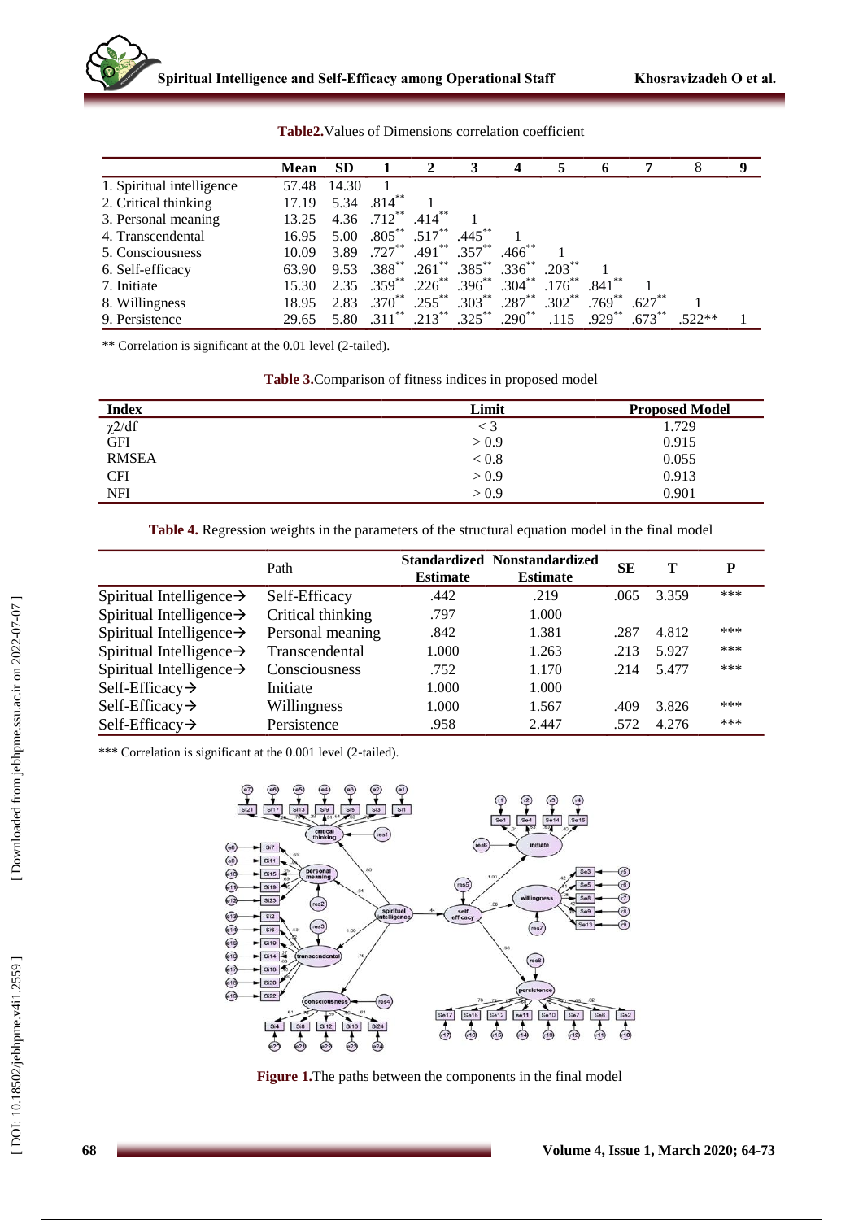**Table2.** Values of Dimensions correlation coefficient

| | Mean | SD | 1 | 2 | 3 | 4 | 5 | 6 | 7 | 8 | 9 |
|---|---|---|---|---|---|---|---|---|---|---|---|
| 1. Spiritual intelligence | 57.48 | 14.30 | 1 | | | | | | | | |
| 2. Critical thinking | 17.19 | 5.34 | .814** | 1 | | | | | | | |
| 3. Personal meaning | 13.25 | 4.36 | .712** | .414** | 1 | | | | | | |
| 4. Transcendental | 16.95 | 5.00 | .805** | .517** | .445** | 1 | | | | | |
| 5. Consciousness | 10.09 | 3.89 | .727** | .491** | .357** | .466** | 1 | | | | |
| 6. Self-efficacy | 63.90 | 9.53 | .388** | .261** | .385** | .336** | .203** | 1 | | | |
| 7. Initiate | 15.30 | 2.35 | .359** | .226** | .396** | .304** | .176** | .841** | 1 | | |
| 8. Willingness | 18.95 | 2.83 | .370** | .255** | .303** | .287** | .302** | .769** | .627** | 1 | |
| 9. Persistence | 29.65 | 5.80 | .311** | .213** | .325** | .290** | .115 | .929** | .673** | .522** | 1 |

** Correlation is significant at the 0.01 level (2-tailed).

**Table 3.** Comparison of fitness indices in proposed model

| Index | Limit | Proposed Model |
|---|---|---|
| $\chi 2/df$ | < 3 | 1.729 |
| GFI | > 0.9 | 0.915 |
| RMSEA | < 0.8 | 0.055 |
| CFI | > 0.9 | 0.913 |
| NFI | > 0.9 | 0.901 |

**Table 4.** Regression weights in the parameters of the structural equation model in the final model

| | Path | Standardized Estimate | Nonstandardized Estimate | SE | T | P |
|---|---|---|---|---|---|---|
| Spiritual Intelligence→ | Self-Efficacy | .442 | .219 | .065 | 3.359 | *** |
| Spiritual Intelligence→ | Critical thinking | .797 | 1.000 | | | |
| Spiritual Intelligence→ | Personal meaning | .842 | 1.381 | .287 | 4.812 | *** |
| Spiritual Intelligence→ | Transcendental | 1.000 | 1.263 | .213 | 5.927 | *** |
| Spiritual Intelligence→ | Consciousness | .752 | 1.170 | .214 | 5.477 | *** |
| Self-Efficacy→ | Initiate | 1.000 | 1.000 | | | |
| Self-Efficacy→ | Willingness | 1.000 | 1.567 | .409 | 3.826 | *** |
| Self-Efficacy→ | Persistence | .958 | 2.447 | .572 | 4.276 | *** |

*** Correlation is significant at the 0.001 level (2-tailed).

**Figure 1.** The paths between the components in the final model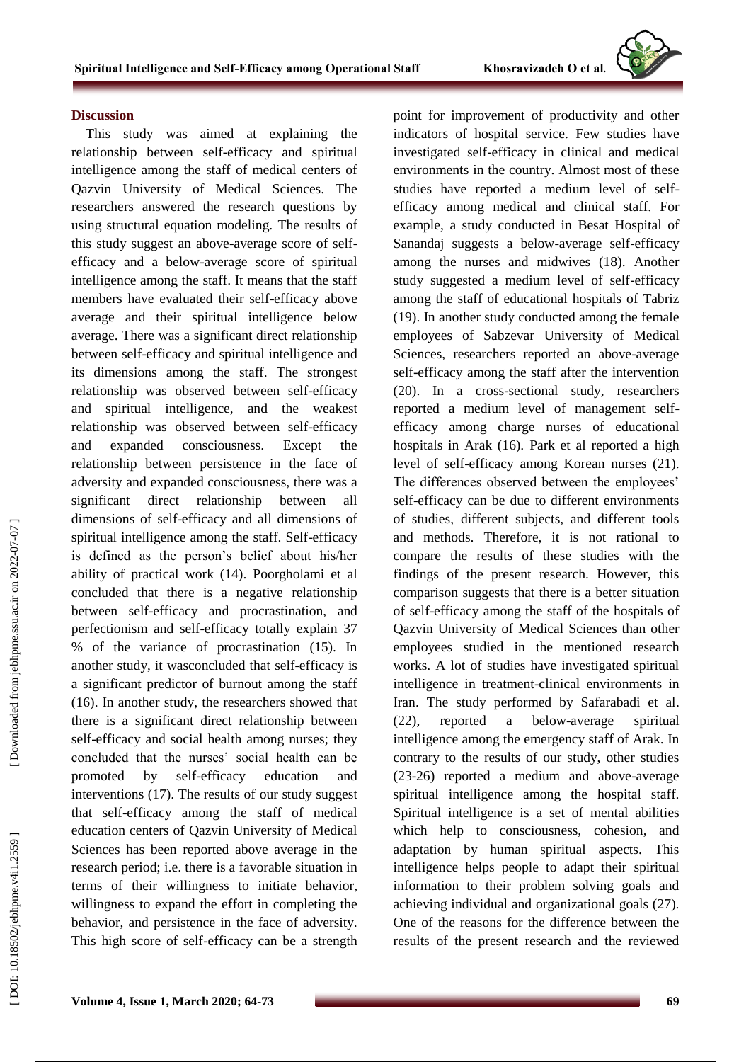## Discussion

This study was aimed at explaining the relationship between self-efficacy and spiritual intelligence among the staff of medical centers of Qazvin University of Medical Sciences. The researchers answered the research questions by using structural equation modeling. The results of this study suggest an above-average score of self-efficacy and a below-average score of spiritual intelligence among the staff. It means that the staff members have evaluated their self-efficacy above average and their spiritual intelligence below average. There was a significant direct relationship between self-efficacy and spiritual intelligence and its dimensions among the staff. The strongest relationship was observed between self-efficacy and spiritual intelligence, and the weakest relationship was observed between self-efficacy and expanded consciousness. Except the relationship between persistence in the face of adversity and expanded consciousness, there was a significant direct relationship between all dimensions of self-efficacy and all dimensions of spiritual intelligence among the staff. Self-efficacy is defined as the person's belief about his/her ability of practical work (14). Poorgholami et al concluded that there is a negative relationship between self-efficacy and procrastination, and perfectionism and self-efficacy totally explain 37 % of the variance of procrastination (15). In another study, it wasconcluded that self-efficacy is a significant predictor of burnout among the staff (16). In another study, the researchers showed that there is a significant direct relationship between self-efficacy and social health among nurses; they concluded that the nurses' social health can be promoted by self-efficacy education and interventions (17). The results of our study suggest that self-efficacy among the staff of medical education centers of Qazvin University of Medical Sciences has been reported above average in the research period; i.e. there is a favorable situation in terms of their willingness to initiate behavior, willingness to expand the effort in completing the behavior, and persistence in the face of adversity. This high score of self-efficacy can be a strength point for improvement of productivity and other indicators of hospital service. Few studies have investigated self-efficacy in clinical and medical environments in the country. Almost most of these studies have reported a medium level of self-efficacy among medical and clinical staff. For example, a study conducted in Besat Hospital of Sanandaj suggests a below-average self-efficacy among the nurses and midwives (18). Another study suggested a medium level of self-efficacy among the staff of educational hospitals of Tabriz (19). In another study conducted among the female employees of Sabzevar University of Medical Sciences, researchers reported an above-average self-efficacy among the staff after the intervention (20). In a cross-sectional study, researchers reported a medium level of management self-efficacy among charge nurses of educational hospitals in Arak (16). Park et al reported a high level of self-efficacy among Korean nurses (21). The differences observed between the employees' self-efficacy can be due to different environments of studies, different subjects, and different tools and methods. Therefore, it is not rational to compare the results of these studies with the findings of the present research. However, this comparison suggests that there is a better situation of self-efficacy among the staff of the hospitals of Qazvin University of Medical Sciences than other employees studied in the mentioned research works. A lot of studies have investigated spiritual intelligence in treatment-clinical environments in Iran. The study performed by Safarabadi et al. (22), reported a below-average spiritual intelligence among the emergency staff of Arak. In contrary to the results of our study, other studies (23-26) reported a medium and above-average spiritual intelligence among the hospital staff. Spiritual intelligence is a set of mental abilities which help to consciousness, cohesion, and adaptation by human spiritual aspects. This intelligence helps people to adapt their spiritual information to their problem solving goals and achieving individual and organizational goals (27). One of the reasons for the difference between the results of the present research and the reviewed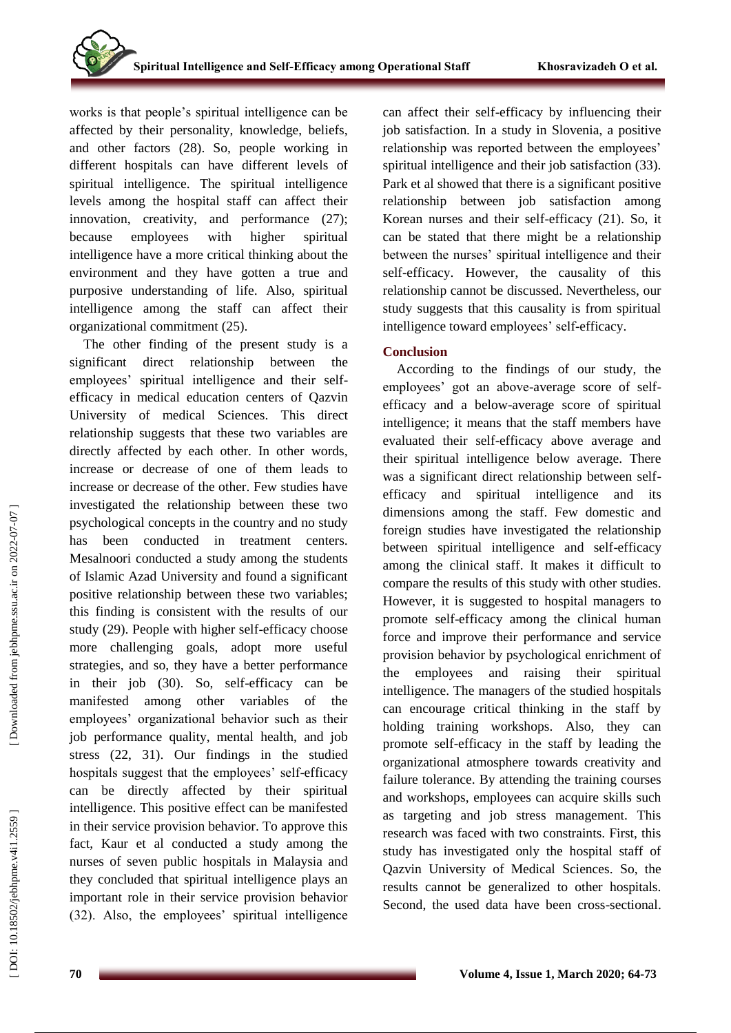works is that people's spiritual intelligence can be affected by their personality, knowledge, beliefs, and other factors (28). So, people working in different hospitals can have different levels of spiritual intelligence. The spiritual intelligence levels among the hospital staff can affect their innovation, creativity, and performance (27); because employees with higher spiritual intelligence have a more critical thinking about the environment and they have gotten a true and purposive understanding of life. Also, spiritual intelligence among the staff can affect their organizational commitment (25).

The other finding of the present study is a significant direct relationship between the employees' spiritual intelligence and their self-efficacy in medical education centers of Qazvin University of medical Sciences. This direct relationship suggests that these two variables are directly affected by each other. In other words, increase or decrease of one of them leads to increase or decrease of the other. Few studies have investigated the relationship between these two psychological concepts in the country and no study has been conducted in treatment centers. Mesalnoori conducted a study among the students of Islamic Azad University and found a significant positive relationship between these two variables; this finding is consistent with the results of our study (29). People with higher self-efficacy choose more challenging goals, adopt more useful strategies, and so, they have a better performance in their job (30). So, self-efficacy can be manifested among other variables of the employees' organizational behavior such as their job performance quality, mental health, and job stress (22, 31). Our findings in the studied hospitals suggest that the employees' self-efficacy can be directly affected by their spiritual intelligence. This positive effect can be manifested in their service provision behavior. To approve this fact, Kaur et al conducted a study among the nurses of seven public hospitals in Malaysia and they concluded that spiritual intelligence plays an important role in their service provision behavior (32). Also, the employees' spiritual intelligence can affect their self-efficacy by influencing their job satisfaction. In a study in Slovenia, a positive relationship was reported between the employees' spiritual intelligence and their job satisfaction (33). Park et al showed that there is a significant positive relationship between job satisfaction among Korean nurses and their self-efficacy (21). So, it can be stated that there might be a relationship between the nurses' spiritual intelligence and their self-efficacy. However, the causality of this relationship cannot be discussed. Nevertheless, our study suggests that this causality is from spiritual intelligence toward employees' self-efficacy.

## Conclusion

According to the findings of our study, the employees' got an above-average score of self-efficacy and a below-average score of spiritual intelligence; it means that the staff members have evaluated their self-efficacy above average and their spiritual intelligence below average. There was a significant direct relationship between self-efficacy and spiritual intelligence and its dimensions among the staff. Few domestic and foreign studies have investigated the relationship between spiritual intelligence and self-efficacy among the clinical staff. It makes it difficult to compare the results of this study with other studies. However, it is suggested to hospital managers to promote self-efficacy among the clinical human force and improve their performance and service provision behavior by psychological enrichment of the employees and raising their spiritual intelligence. The managers of the studied hospitals can encourage critical thinking in the staff by holding training workshops. Also, they can promote self-efficacy in the staff by leading the organizational atmosphere towards creativity and failure tolerance. By attending the training courses and workshops, employees can acquire skills such as targeting and job stress management. This research was faced with two constraints. First, this study has investigated only the hospital staff of Qazvin University of Medical Sciences. So, the results cannot be generalized to other hospitals. Second, the used data have been cross-sectional.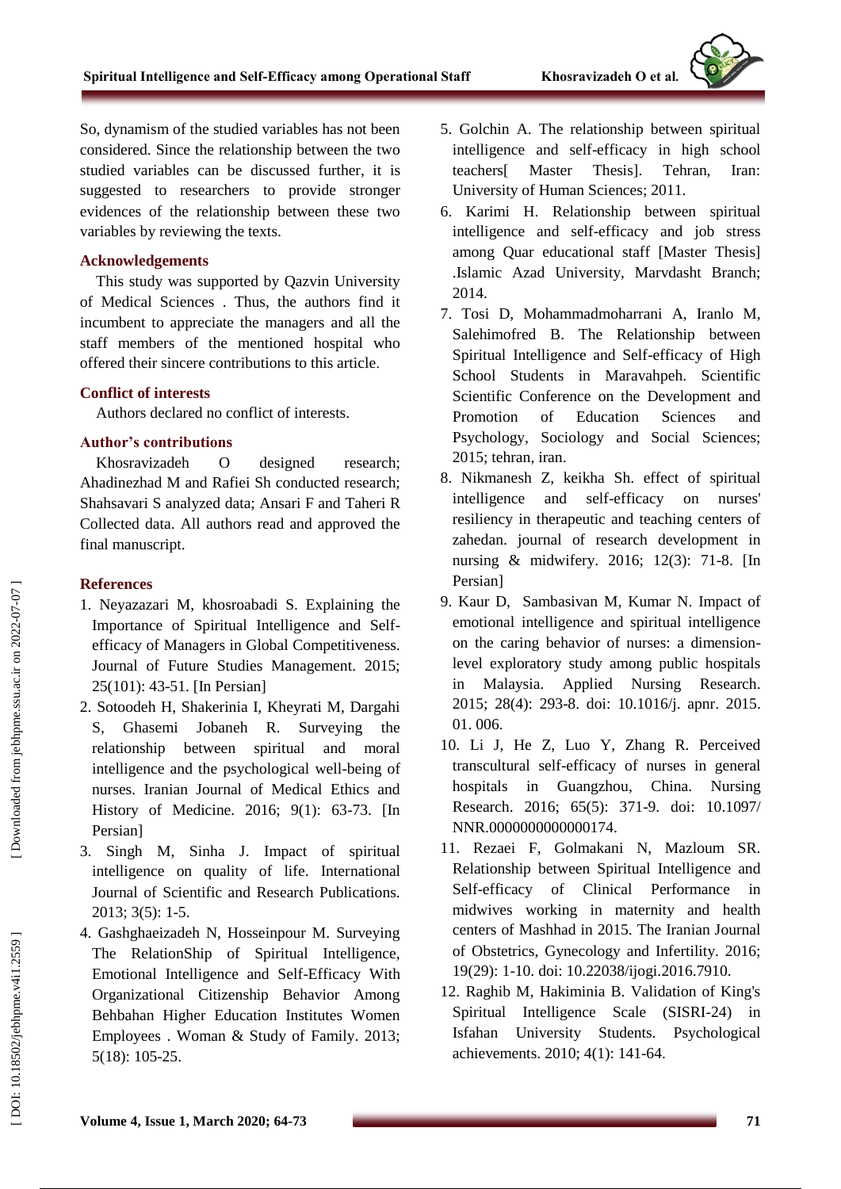So, dynamism of the studied variables has not been considered. Since the relationship between the two studied variables can be discussed further, it is suggested to researchers to provide stronger evidences of the relationship between these two variables by reviewing the texts.

## Acknowledgements

This study was supported by Qazvin University of Medical Sciences . Thus, the authors find it incumbent to appreciate the managers and all the staff members of the mentioned hospital who offered their sincere contributions to this article.

## Conflict of interests

Authors declared no conflict of interests.

## Author's contributions

Khosravizadeh O designed research; Ahadinezhad M and Rafiei Sh conducted research; Shahsavari S analyzed data; Ansari F and Taheri R Collected data. All authors read and approved the final manuscript.

## References

1. Neyazazari M, khosroabadi S. Explaining the Importance of Spiritual Intelligence and Self-efficacy of Managers in Global Competitiveness. Journal of Future Studies Management. 2015; 25(101): 43-51. [In Persian]
2. Sotoodeh H, Shakerinia I, Kheyrati M, Dargahi S, Ghasemi Jobaneh R. Surveying the relationship between spiritual and moral intelligence and the psychological well-being of nurses. Iranian Journal of Medical Ethics and History of Medicine. 2016; 9(1): 63-73. [In Persian]
3. Singh M, Sinha J. Impact of spiritual intelligence on quality of life. International Journal of Scientific and Research Publications. 2013; 3(5): 1-5.
4. Gashghaeizadeh N, Hosseinpour M. Surveying The RelationShip of Spiritual Intelligence, Emotional Intelligence and Self-Efficacy With Organizational Citizenship Behavior Among Behbahan Higher Education Institutes Women Employees . Woman & Study of Family. 2013; 5(18): 105-25.
5. Golchin A. The relationship between spiritual intelligence and self-efficacy in high school teachers[ Master Thesis]. Tehran, Iran: University of Human Sciences; 2011.
6. Karimi H. Relationship between spiritual intelligence and self-efficacy and job stress among Quar educational staff [Master Thesis] .Islamic Azad University, Marvdasht Branch; 2014.
7. Tosi D, Mohammadmoharrani A, Iranlo M, Salehimofred B. The Relationship between Spiritual Intelligence and Self-efficacy of High School Students in Maravahpeh. Scientific Scientific Conference on the Development and Promotion of Education Sciences and Psychology, Sociology and Social Sciences; 2015; tehran, iran.
8. Nikmanesh Z, keikha Sh. effect of spiritual intelligence and self-efficacy on nurses' resiliency in therapeutic and teaching centers of zahedan. journal of research development in nursing & midwifery. 2016; 12(3): 71-8. [In Persian]
9. Kaur D, Sambasivan M, Kumar N. Impact of emotional intelligence and spiritual intelligence on the caring behavior of nurses: a dimension-level exploratory study among public hospitals in Malaysia. Applied Nursing Research. 2015; 28(4): 293-8. doi: 10.1016/j. apnr. 2015. 01. 006.
10. Li J, He Z, Luo Y, Zhang R. Perceived transcultural self-efficacy of nurses in general hospitals in Guangzhou, China. Nursing Research. 2016; 65(5): 371-9. doi: 10.1097/ NNR.0000000000000174.
11. Rezaei F, Golmakani N, Mazloum SR. Relationship between Spiritual Intelligence and Self-efficacy of Clinical Performance in midwives working in maternity and health centers of Mashhad in 2015. The Iranian Journal of Obstetrics, Gynecology and Infertility. 2016; 19(29): 1-10. doi: 10.22038/ijogi.2016.7910.
12. Raghib M, Hakiminia B. Validation of King's Spiritual Intelligence Scale (SISRI-24) in Isfahan University Students. Psychological achievements. 2010; 4(1): 141-64.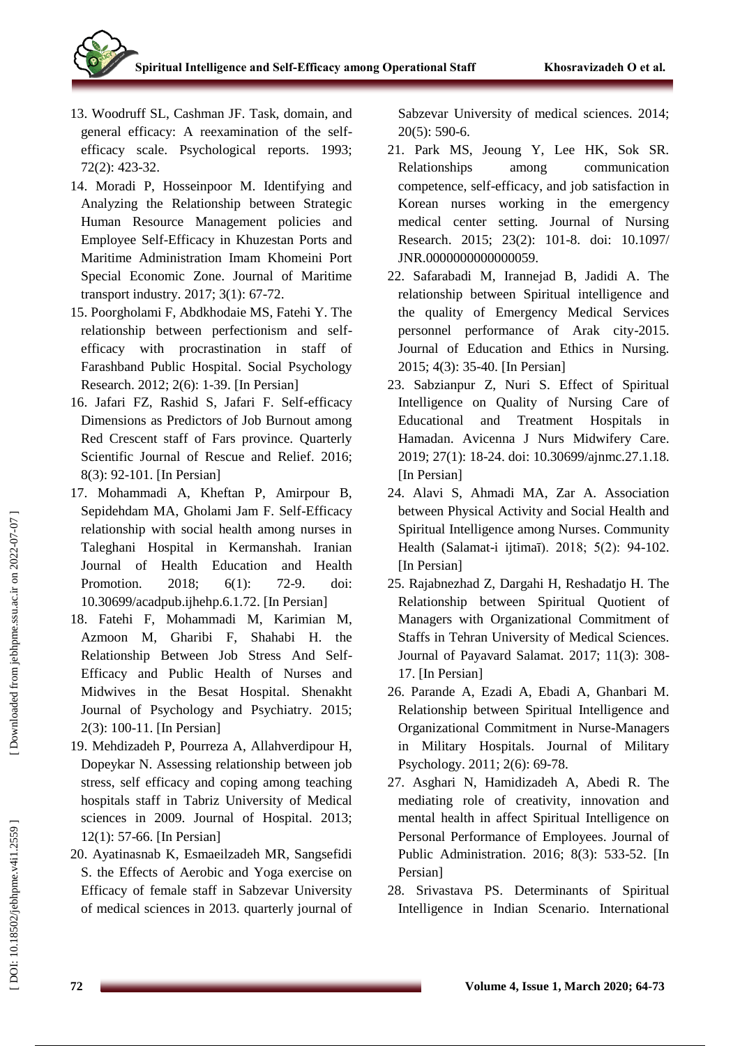13. Woodruff SL, Cashman JF. Task, domain, and general efficacy: A reexamination of the self-efficacy scale. Psychological reports. 1993; 72(2): 423-32.
14. Moradi P, Hosseinpoor M. Identifying and Analyzing the Relationship between Strategic Human Resource Management policies and Employee Self-Efficacy in Khuzestan Ports and Maritime Administration Imam Khomeini Port Special Economic Zone. Journal of Maritime transport industry. 2017; 3(1): 67-72.
15. Poorgholami F, Abdkhodaie MS, Fatehi Y. The relationship between perfectionism and self-efficacy with procrastination in staff of Farashband Public Hospital. Social Psychology Research. 2012; 2(6): 1-39. [In Persian]
16. Jafari FZ, Rashid S, Jafari F. Self-efficacy Dimensions as Predictors of Job Burnout among Red Crescent staff of Fars province. Quarterly Scientific Journal of Rescue and Relief. 2016; 8(3): 92-101. [In Persian]
17. Mohammadi A, Kheftan P, Amirpour B, Sepidehdam MA, Gholami Jam F. Self-Efficacy relationship with social health among nurses in Taleghani Hospital in Kermanshah. Iranian Journal of Health Education and Health Promotion. 2018; 6(1): 72-9. doi: 10.30699/acadpub.ijhehp.6.1.72. [In Persian]
18. Fatehi F, Mohammadi M, Karimian M, Azmoon M, Gharibi F, Shahabi H. the Relationship Between Job Stress And Self-Efficacy and Public Health of Nurses and Midwives in the Besat Hospital. Shenakht Journal of Psychology and Psychiatry. 2015; 2(3): 100-11. [In Persian]
19. Mehdizadeh P, Pourreza A, Allahverdipour H, Dopeykar N. Assessing relationship between job stress, self efficacy and coping among teaching hospitals staff in Tabriz University of Medical sciences in 2009. Journal of Hospital. 2013; 12(1): 57-66. [In Persian]
20. Ayatinasnab K, Esmaeilzadeh MR, Sangsefidi S. the Effects of Aerobic and Yoga exercise on Efficacy of female staff in Sabzevar University of medical sciences in 2013. quarterly journal of Sabzevar University of medical sciences. 2014; 20(5): 590-6.
21. Park MS, Jeoung Y, Lee HK, Sok SR. Relationships among communication competence, self-efficacy, and job satisfaction in Korean nurses working in the emergency medical center setting. Journal of Nursing Research. 2015; 23(2): 101-8. doi: 10.1097/JNR.0000000000000059.
22. Safarabadi M, Irannejad B, Jadidi A. The relationship between Spiritual intelligence and the quality of Emergency Medical Services personnel performance of Arak city-2015. Journal of Education and Ethics in Nursing. 2015; 4(3): 35-40. [In Persian]
23. Sabzianpur Z, Nuri S. Effect of Spiritual Intelligence on Quality of Nursing Care of Educational and Treatment Hospitals in Hamadan. Avicenna J Nurs Midwifery Care. 2019; 27(1): 18-24. doi: 10.30699/ajnmc.27.1.18. [In Persian]
24. Alavi S, Ahmadi MA, Zar A. Association between Physical Activity and Social Health and Spiritual Intelligence among Nurses. Community Health (Salamat-i ijtimaī). 2018; 5(2): 94-102. [In Persian]
25. Rajabnezhad Z, Dargahi H, Reshadatjo H. The Relationship between Spiritual Quotient of Managers with Organizational Commitment of Staffs in Tehran University of Medical Sciences. Journal of Payavard Salamat. 2017; 11(3): 308-17. [In Persian]
26. Parande A, Ezadi A, Ebadi A, Ghanbari M. Relationship between Spiritual Intelligence and Organizational Commitment in Nurse-Managers in Military Hospitals. Journal of Military Psychology. 2011; 2(6): 69-78.
27. Asghari N, Hamidizadeh A, Abedi R. The mediating role of creativity, innovation and mental health in affect Spiritual Intelligence on Personal Performance of Employees. Journal of Public Administration. 2016; 8(3): 533-52. [In Persian]
28. Srivastava PS. Determinants of Spiritual Intelligence in Indian Scenario. International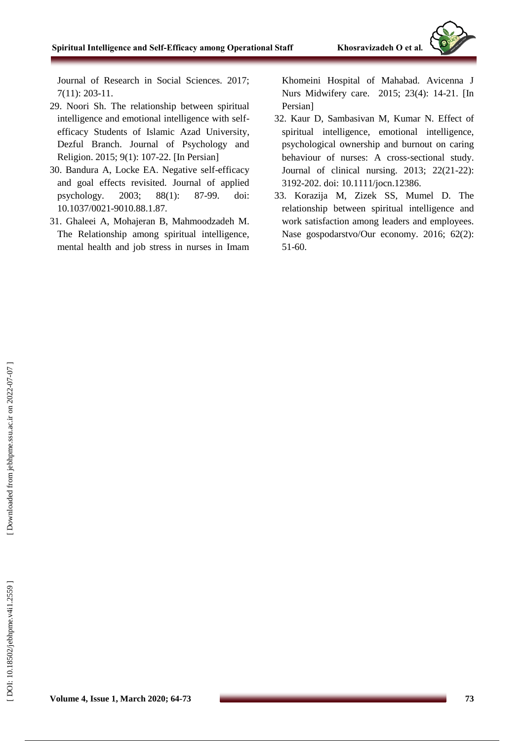Journal of Research in Social Sciences. 2017; 7(11): 203-11.

29. Noori Sh. The relationship between spiritual intelligence and emotional intelligence with self-efficacy Students of Islamic Azad University, Dezful Branch. Journal of Psychology and Religion. 2015; 9(1): 107-22. [In Persian]
30. Bandura A, Locke EA. Negative self-efficacy and goal effects revisited. Journal of applied psychology. 2003; 88(1): 87-99. doi: 10.1037/0021-9010.88.1.87.
31. Ghaleei A, Mohajeran B, Mahmoodzadeh M. The Relationship among spiritual intelligence, mental health and job stress in nurses in Imam Khomeini Hospital of Mahabad. Avicenna J Nurs Midwifery care. 2015; 23(4): 14-21. [In Persian]
32. Kaur D, Sambasivan M, Kumar N. Effect of spiritual intelligence, emotional intelligence, psychological ownership and burnout on caring behaviour of nurses: A cross-sectional study. Journal of clinical nursing. 2013; 22(21-22): 3192-202. doi: 10.1111/jocn.12386.
33. Korazija M, Zizek SS, Mumel D. The relationship between spiritual intelligence and work satisfaction among leaders and employees. Nase gospodarstvo/Our economy. 2016; 62(2): 51-60.